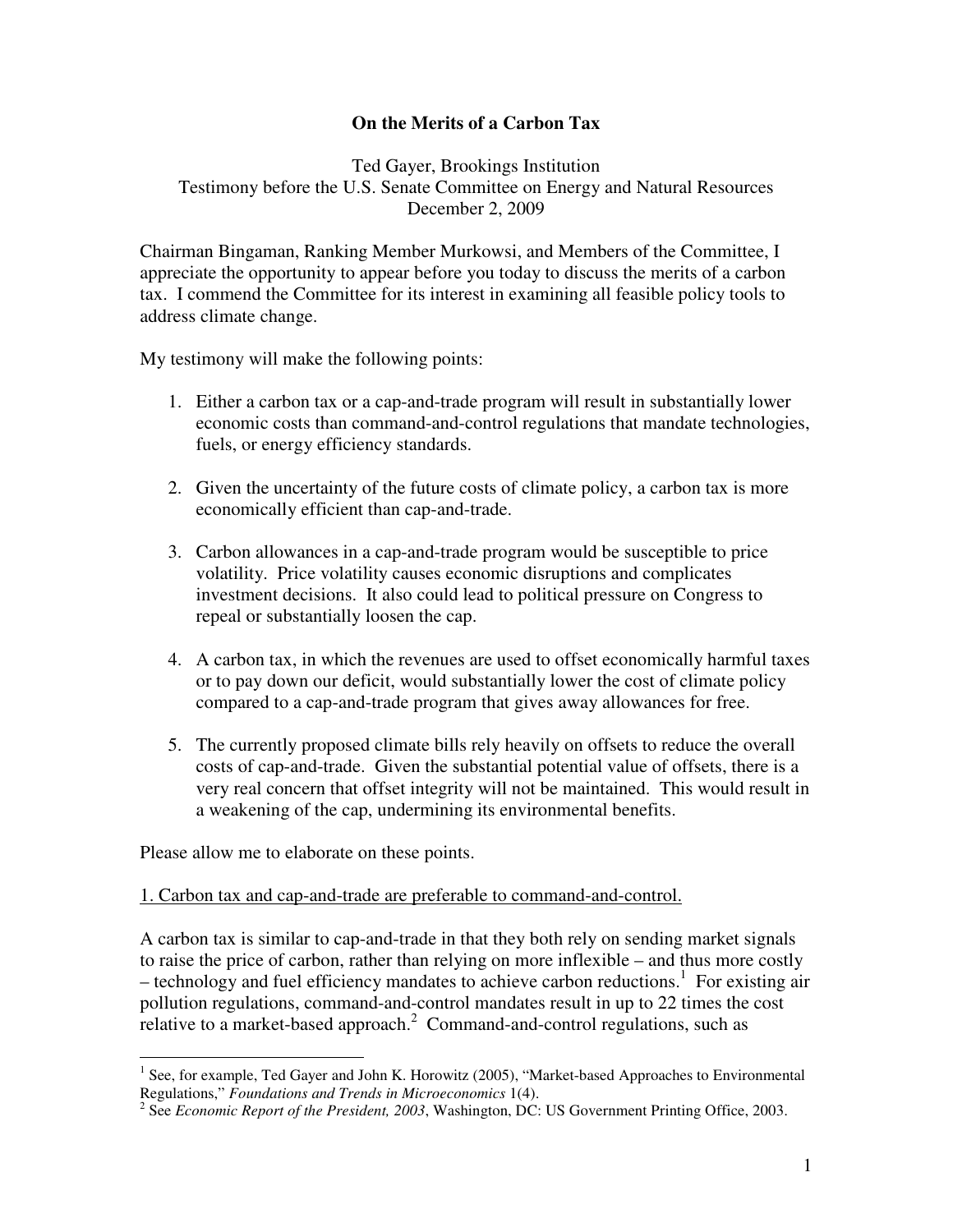# On the Merits of a Carbon Tax

Ted Gayer, Brookings Institution
Testimony before the U.S. Senate Committee on Energy and Natural Resources
December 2, 2009

Chairman Bingaman, Ranking Member Murkowsi, and Members of the Committee, I appreciate the opportunity to appear before you today to discuss the merits of a carbon tax. I commend the Committee for its interest in examining all feasible policy tools to address climate change.

My testimony will make the following points:

1. Either a carbon tax or a cap-and-trade program will result in substantially lower economic costs than command-and-control regulations that mandate technologies, fuels, or energy efficiency standards.

2. Given the uncertainty of the future costs of climate policy, a carbon tax is more economically efficient than cap-and-trade.

3. Carbon allowances in a cap-and-trade program would be susceptible to price volatility. Price volatility causes economic disruptions and complicates investment decisions. It also could lead to political pressure on Congress to repeal or substantially loosen the cap.

4. A carbon tax, in which the revenues are used to offset economically harmful taxes or to pay down our deficit, would substantially lower the cost of climate policy compared to a cap-and-trade program that gives away allowances for free.

5. The currently proposed climate bills rely heavily on offsets to reduce the overall costs of cap-and-trade. Given the substantial potential value of offsets, there is a very real concern that offset integrity will not be maintained. This would result in a weakening of the cap, undermining its environmental benefits.

Please allow me to elaborate on these points.

1. Carbon tax and cap-and-trade are preferable to command-and-control.

A carbon tax is similar to cap-and-trade in that they both rely on sending market signals to raise the price of carbon, rather than relying on more inflexible – and thus more costly – technology and fuel efficiency mandates to achieve carbon reductions.[1] For existing air pollution regulations, command-and-control mandates result in up to 22 times the cost relative to a market-based approach.[2] Command-and-control regulations, such as

---

[1] See, for example, Ted Gayer and John K. Horowitz (2005), "Market-based Approaches to Environmental Regulations," *Foundations and Trends in Microeconomics* 1(4).

[2] See *Economic Report of the President, 2003*, Washington, DC: US Government Printing Office, 2003.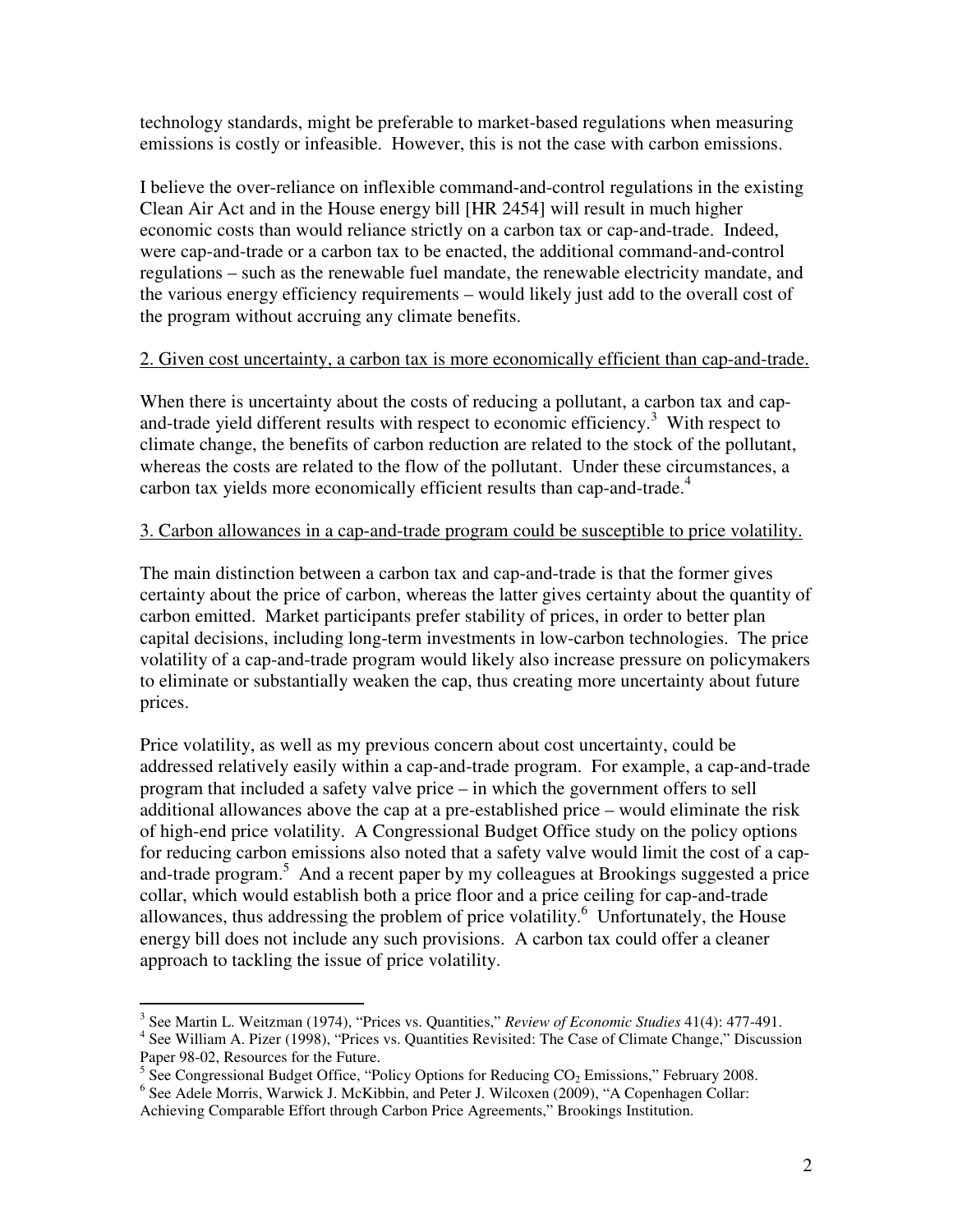technology standards, might be preferable to market-based regulations when measuring emissions is costly or infeasible. However, this is not the case with carbon emissions.

I believe the over-reliance on inflexible command-and-control regulations in the existing Clean Air Act and in the House energy bill [HR 2454] will result in much higher economic costs than would reliance strictly on a carbon tax or cap-and-trade. Indeed, were cap-and-trade or a carbon tax to be enacted, the additional command-and-control regulations – such as the renewable fuel mandate, the renewable electricity mandate, and the various energy efficiency requirements – would likely just add to the overall cost of the program without accruing any climate benefits.

2. Given cost uncertainty, a carbon tax is more economically efficient than cap-and-trade.

When there is uncertainty about the costs of reducing a pollutant, a carbon tax and cap-and-trade yield different results with respect to economic efficiency.[3] With respect to climate change, the benefits of carbon reduction are related to the stock of the pollutant, whereas the costs are related to the flow of the pollutant. Under these circumstances, a carbon tax yields more economically efficient results than cap-and-trade.[4]

3. Carbon allowances in a cap-and-trade program could be susceptible to price volatility.

The main distinction between a carbon tax and cap-and-trade is that the former gives certainty about the price of carbon, whereas the latter gives certainty about the quantity of carbon emitted. Market participants prefer stability of prices, in order to better plan capital decisions, including long-term investments in low-carbon technologies. The price volatility of a cap-and-trade program would likely also increase pressure on policymakers to eliminate or substantially weaken the cap, thus creating more uncertainty about future prices.

Price volatility, as well as my previous concern about cost uncertainty, could be addressed relatively easily within a cap-and-trade program. For example, a cap-and-trade program that included a safety valve price – in which the government offers to sell additional allowances above the cap at a pre-established price – would eliminate the risk of high-end price volatility. A Congressional Budget Office study on the policy options for reducing carbon emissions also noted that a safety valve would limit the cost of a cap-and-trade program.[5] And a recent paper by my colleagues at Brookings suggested a price collar, which would establish both a price floor and a price ceiling for cap-and-trade allowances, thus addressing the problem of price volatility.[6] Unfortunately, the House energy bill does not include any such provisions. A carbon tax could offer a cleaner approach to tackling the issue of price volatility.

---

[3] See Martin L. Weitzman (1974), "Prices vs. Quantities," *Review of Economic Studies* 41(4): 477-491.

[4] See William A. Pizer (1998), "Prices vs. Quantities Revisited: The Case of Climate Change," Discussion Paper 98-02, Resources for the Future.

[5] See Congressional Budget Office, "Policy Options for Reducing $CO_2$ Emissions," February 2008.

[6] See Adele Morris, Warwick J. McKibbin, and Peter J. Wilcoxen (2009), "A Copenhagen Collar: Achieving Comparable Effort through Carbon Price Agreements," Brookings Institution.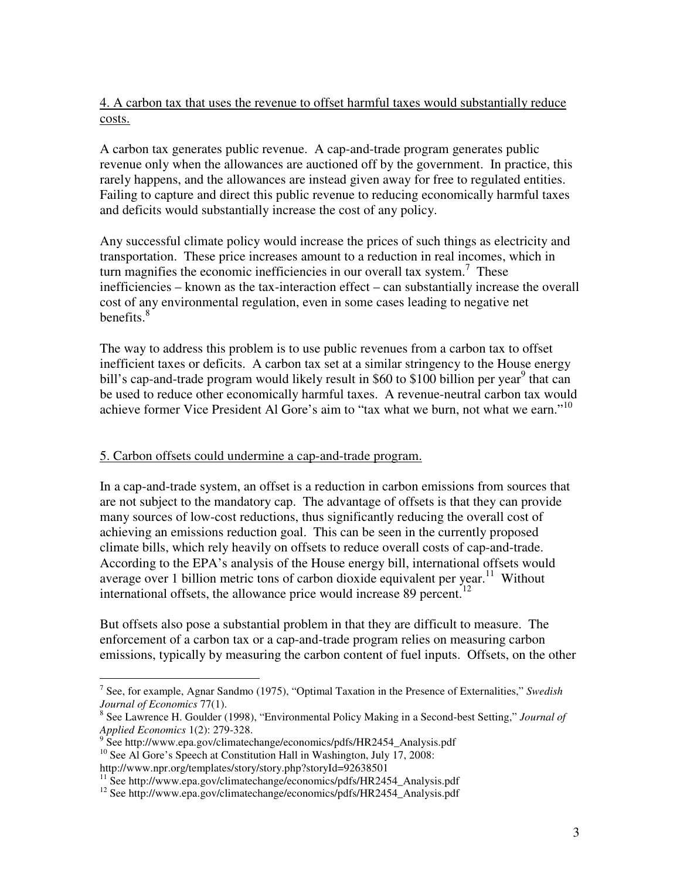4. A carbon tax that uses the revenue to offset harmful taxes would substantially reduce costs.

A carbon tax generates public revenue. A cap-and-trade program generates public revenue only when the allowances are auctioned off by the government. In practice, this rarely happens, and the allowances are instead given away for free to regulated entities. Failing to capture and direct this public revenue to reducing economically harmful taxes and deficits would substantially increase the cost of any policy.

Any successful climate policy would increase the prices of such things as electricity and transportation. These price increases amount to a reduction in real incomes, which in turn magnifies the economic inefficiencies in our overall tax system.[7] These inefficiencies – known as the tax-interaction effect – can substantially increase the overall cost of any environmental regulation, even in some cases leading to negative net benefits.[8]

The way to address this problem is to use public revenues from a carbon tax to offset inefficient taxes or deficits. A carbon tax set at a similar stringency to the House energy bill's cap-and-trade program would likely result in $60 to $100 billion per year[9] that can be used to reduce other economically harmful taxes. A revenue-neutral carbon tax would achieve former Vice President Al Gore's aim to "tax what we burn, not what we earn."[10]

5. Carbon offsets could undermine a cap-and-trade program.

In a cap-and-trade system, an offset is a reduction in carbon emissions from sources that are not subject to the mandatory cap. The advantage of offsets is that they can provide many sources of low-cost reductions, thus significantly reducing the overall cost of achieving an emissions reduction goal. This can be seen in the currently proposed climate bills, which rely heavily on offsets to reduce overall costs of cap-and-trade. According to the EPA's analysis of the House energy bill, international offsets would average over 1 billion metric tons of carbon dioxide equivalent per year.[11] Without international offsets, the allowance price would increase 89 percent.[12]

But offsets also pose a substantial problem in that they are difficult to measure. The enforcement of a carbon tax or a cap-and-trade program relies on measuring carbon emissions, typically by measuring the carbon content of fuel inputs. Offsets, on the other

---

[7] See, for example, Agnar Sandmo (1975), "Optimal Taxation in the Presence of Externalities," *Swedish Journal of Economics* 77(1).

[8] See Lawrence H. Goulder (1998), "Environmental Policy Making in a Second-best Setting," *Journal of Applied Economics* 1(2): 279-328.

[9] See http://www.epa.gov/climatechange/economics/pdfs/HR2454_Analysis.pdf

[10] See Al Gore's Speech at Constitution Hall in Washington, July 17, 2008: http://www.npr.org/templates/story/story.php?storyId=92638501

[11] See http://www.epa.gov/climatechange/economics/pdfs/HR2454_Analysis.pdf

[12] See http://www.epa.gov/climatechange/economics/pdfs/HR2454_Analysis.pdf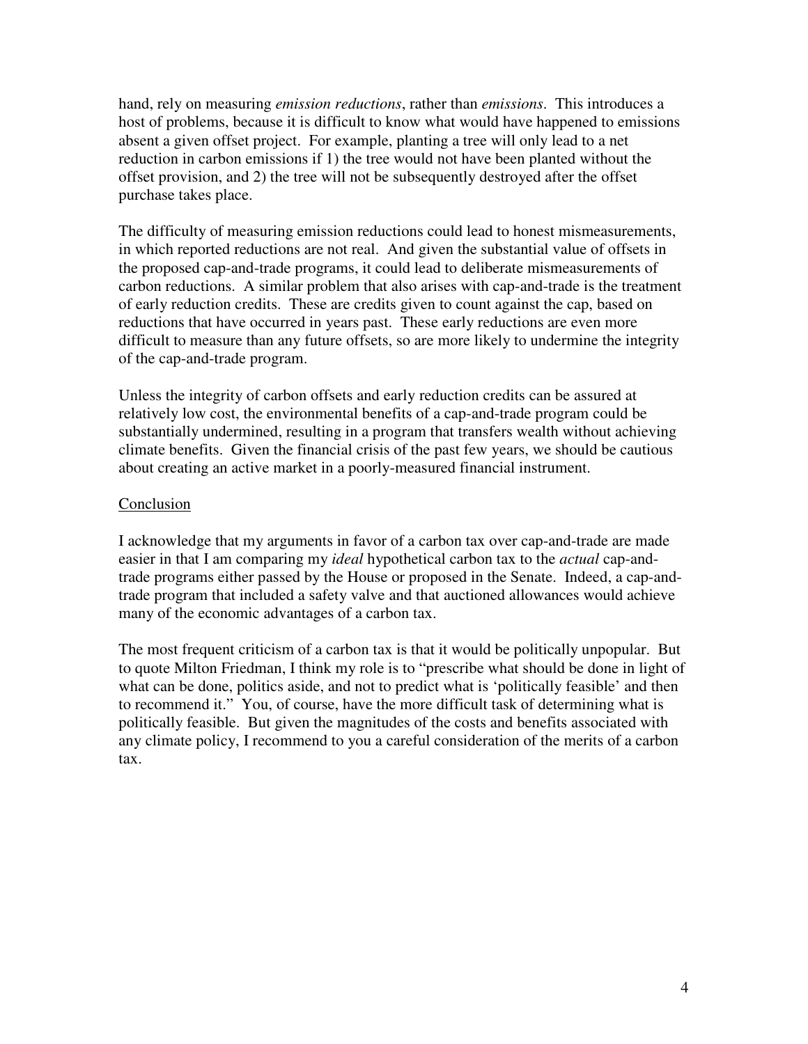hand, rely on measuring *emission reductions*, rather than *emissions*. This introduces a host of problems, because it is difficult to know what would have happened to emissions absent a given offset project. For example, planting a tree will only lead to a net reduction in carbon emissions if 1) the tree would not have been planted without the offset provision, and 2) the tree will not be subsequently destroyed after the offset purchase takes place.

The difficulty of measuring emission reductions could lead to honest mismeasurements, in which reported reductions are not real. And given the substantial value of offsets in the proposed cap-and-trade programs, it could lead to deliberate mismeasurements of carbon reductions. A similar problem that also arises with cap-and-trade is the treatment of early reduction credits. These are credits given to count against the cap, based on reductions that have occurred in years past. These early reductions are even more difficult to measure than any future offsets, so are more likely to undermine the integrity of the cap-and-trade program.

Unless the integrity of carbon offsets and early reduction credits can be assured at relatively low cost, the environmental benefits of a cap-and-trade program could be substantially undermined, resulting in a program that transfers wealth without achieving climate benefits. Given the financial crisis of the past few years, we should be cautious about creating an active market in a poorly-measured financial instrument.

## Conclusion

I acknowledge that my arguments in favor of a carbon tax over cap-and-trade are made easier in that I am comparing my *ideal* hypothetical carbon tax to the *actual* cap-and-trade programs either passed by the House or proposed in the Senate. Indeed, a cap-and-trade program that included a safety valve and that auctioned allowances would achieve many of the economic advantages of a carbon tax.

The most frequent criticism of a carbon tax is that it would be politically unpopular. But to quote Milton Friedman, I think my role is to "prescribe what should be done in light of what can be done, politics aside, and not to predict what is 'politically feasible' and then to recommend it." You, of course, have the more difficult task of determining what is politically feasible. But given the magnitudes of the costs and benefits associated with any climate policy, I recommend to you a careful consideration of the merits of a carbon tax.